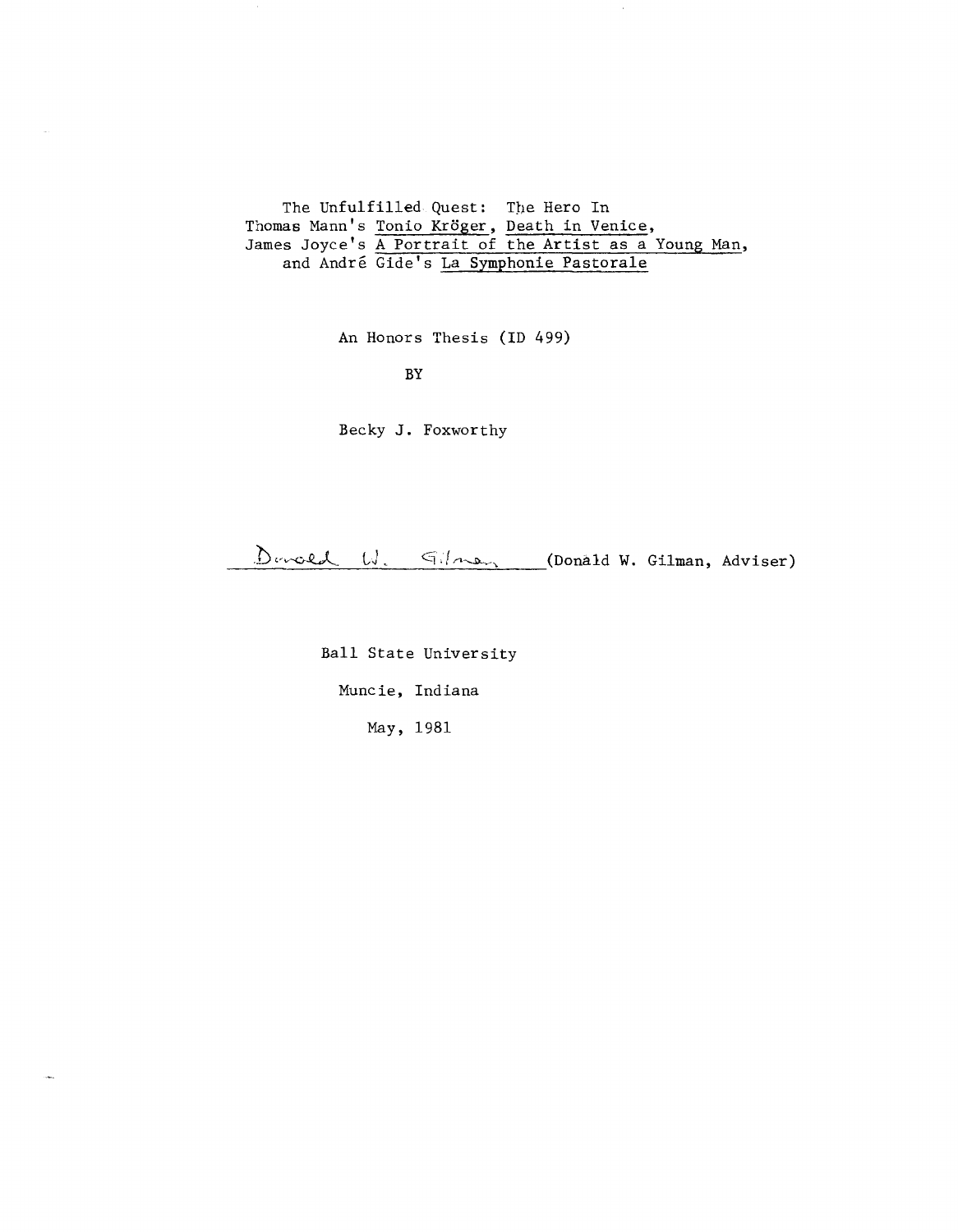# The Unfulfilled Quest: The Hero In Thomas Mann's Tonio Kröger, Death in Venice, James Joyce's A Portrait of the Artist as a Young Man, and André Gide's La Symphonie Pastorale

An Honors Thesis (ID 499)

BY

Becky J. Foxworthy

Donald W. Gilman (Donald W. Gilman, Adviser)

Ball State University

Muncie, Indiana

May, 1981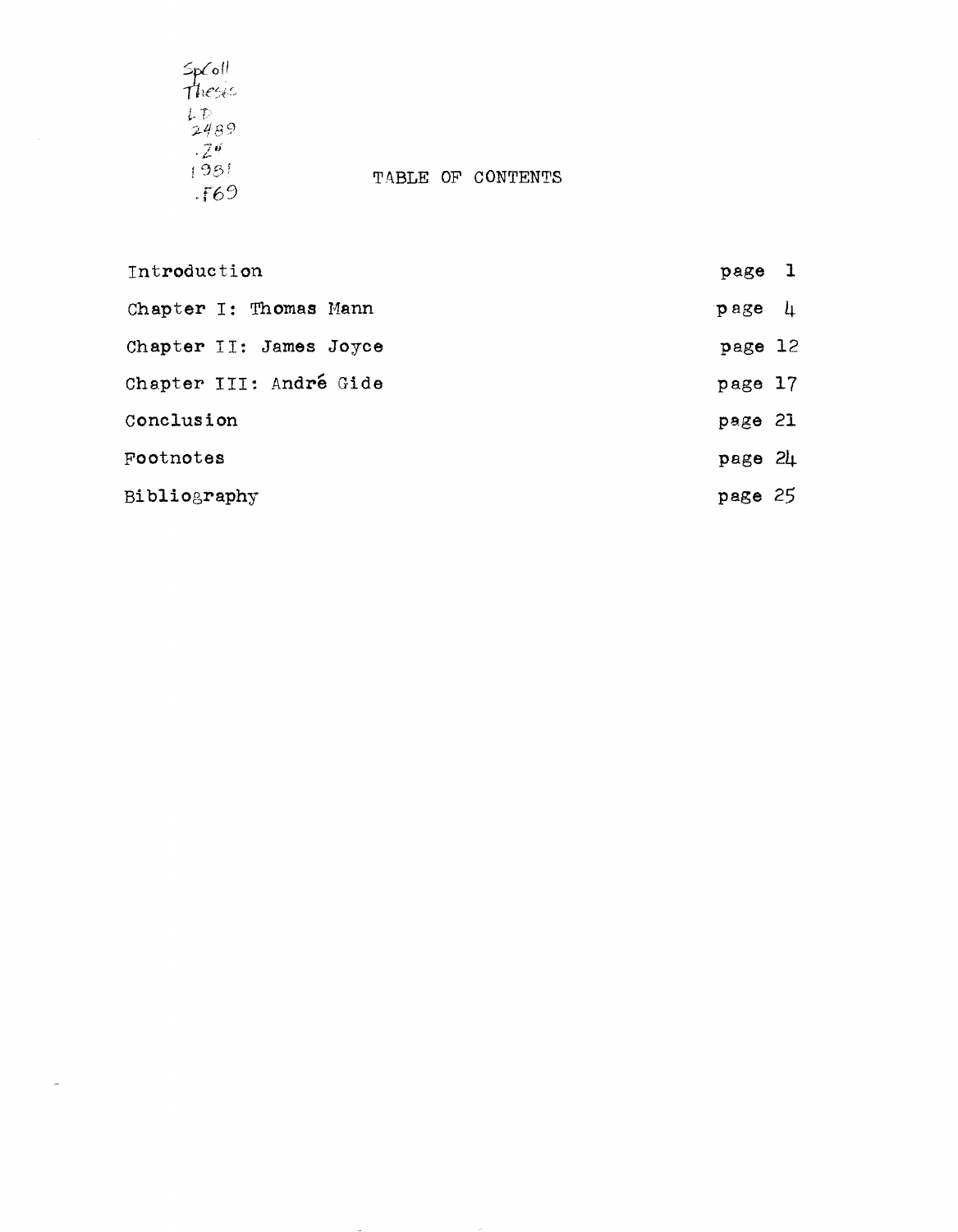SpColl Thesis LD 2489 .Z9 1981 .F69

# TABLE OF CONTENTS

| | |
|---|---|
| Introduction | page 1 |
| Chapter I: Thomas Mann | page 4 |
| Chapter II: James Joyce | page 12 |
| Chapter III: André Gide | page 17 |
| Conclusion | page 21 |
| Footnotes | page 24 |
| Bibliography | page 25 |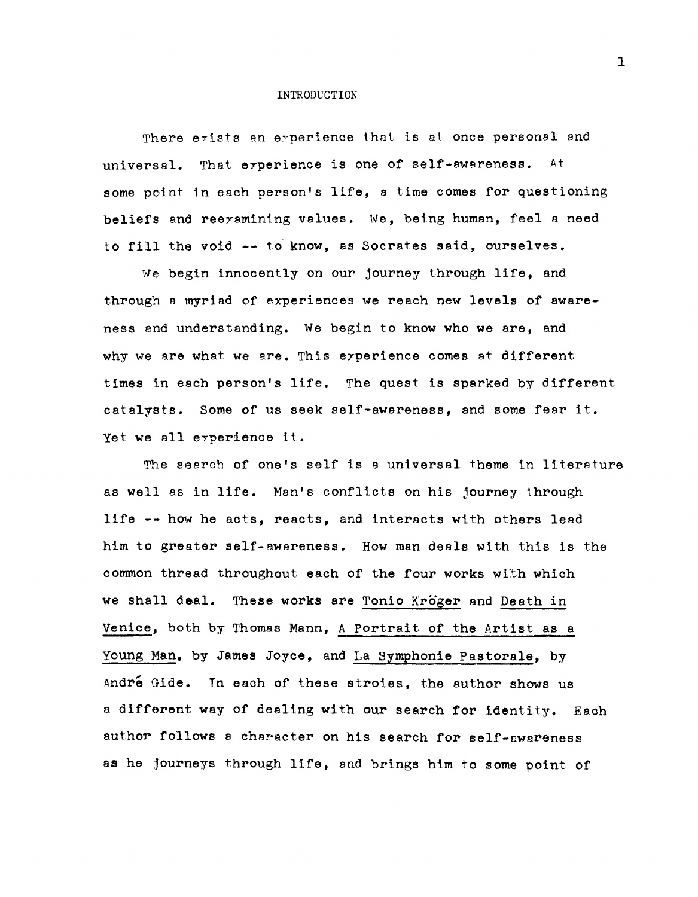# INTRODUCTION

There exists an experience that is at once personal and universal. That experience is one of self-awareness. At some point in each person's life, a time comes for questioning beliefs and reexamining values. We, being human, feel a need to fill the void -- to know, as Socrates said, ourselves.

We begin innocently on our journey through life, and through a myriad of experiences we reach new levels of awareness and understanding. We begin to know who we are, and why we are what we are. This experience comes at different times in each person's life. The quest is sparked by different catalysts. Some of us seek self-awareness, and some fear it. Yet we all experience it.

The search of one's self is a universal theme in literature as well as in life. Man's conflicts on his journey through life -- how he acts, reacts, and interacts with others lead him to greater self-awareness. How man deals with this is the common thread throughout each of the four works with which we shall deal. These works are Tonio Kröger and Death in Venice, both by Thomas Mann, A Portrait of the Artist as a Young Man, by James Joyce, and La Symphonie Pastorale, by André Gide. In each of these stroies, the author shows us a different way of dealing with our search for identity. Each author follows a character on his search for self-awareness as he journeys through life, and brings him to some point of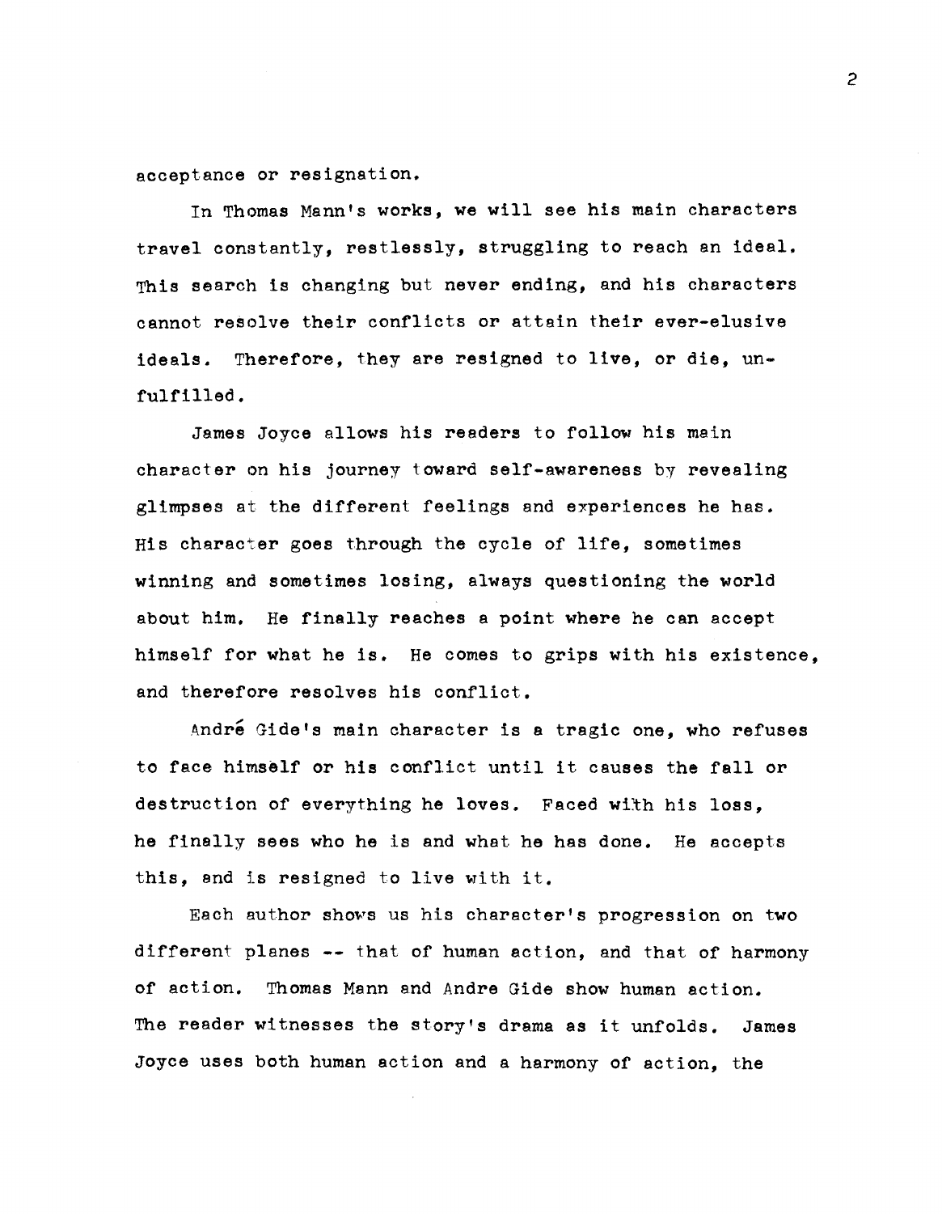acceptance or resignation.

In Thomas Mann's works, we will see his main characters travel constantly, restlessly, struggling to reach an ideal. This search is changing but never ending, and his characters cannot resolve their conflicts or attain their ever-elusive ideals. Therefore, they are resigned to live, or die, unfulfilled.

James Joyce allows his readers to follow his main character on his journey toward self-awareness by revealing glimpses at the different feelings and experiences he has. His character goes through the cycle of life, sometimes winning and sometimes losing, always questioning the world about him. He finally reaches a point where he can accept himself for what he is. He comes to grips with his existence, and therefore resolves his conflict.

André Gide's main character is a tragic one, who refuses to face himself or his conflict until it causes the fall or destruction of everything he loves. Faced with his loss, he finally sees who he is and what he has done. He accepts this, and is resigned to live with it.

Each author shows us his character's progression on two different planes -- that of human action, and that of harmony of action. Thomas Mann and Andre Gide show human action. The reader witnesses the story's drama as it unfolds. James Joyce uses both human action and a harmony of action, the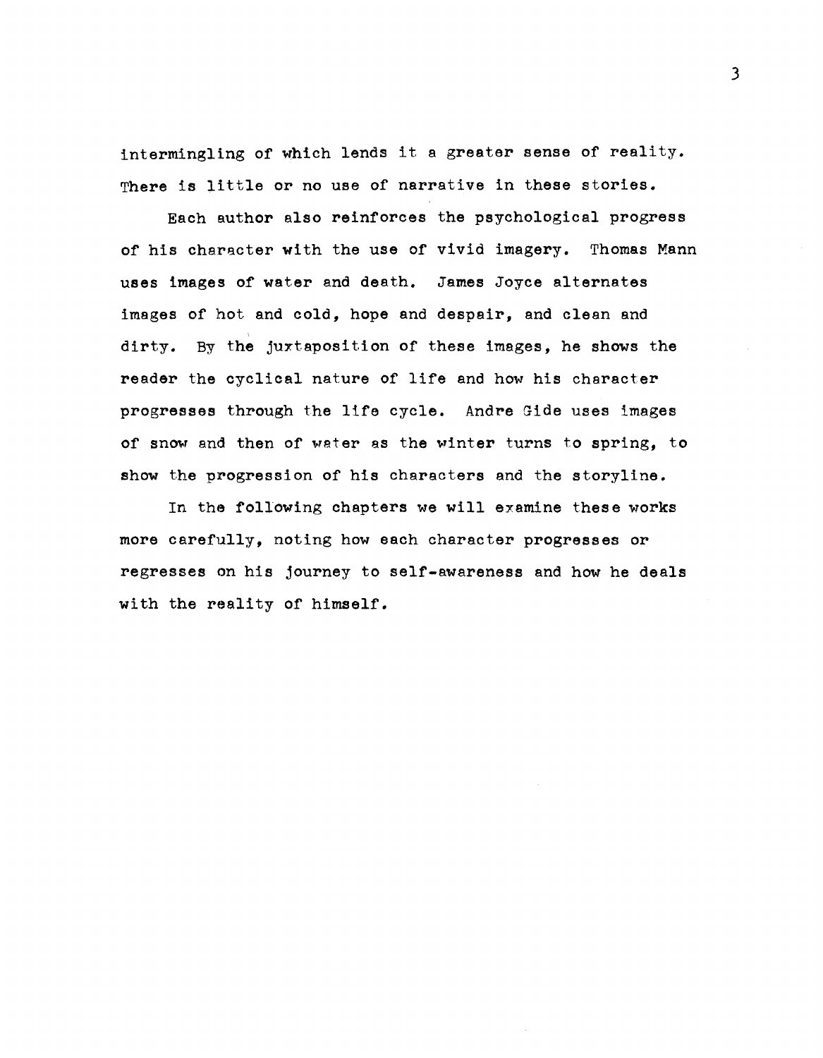intermingling of which lends it a greater sense of reality. There is little or no use of narrative in these stories.

Each author also reinforces the psychological progress of his character with the use of vivid imagery. Thomas Mann uses images of water and death. James Joyce alternates images of hot and cold, hope and despair, and clean and dirty. By the juxtaposition of these images, he shows the reader the cyclical nature of life and how his character progresses through the life cycle. Andre Gide uses images of snow and then of water as the winter turns to spring, to show the progression of his characters and the storyline.

In the following chapters we will examine these works more carefully, noting how each character progresses or regresses on his journey to self-awareness and how he deals with the reality of himself.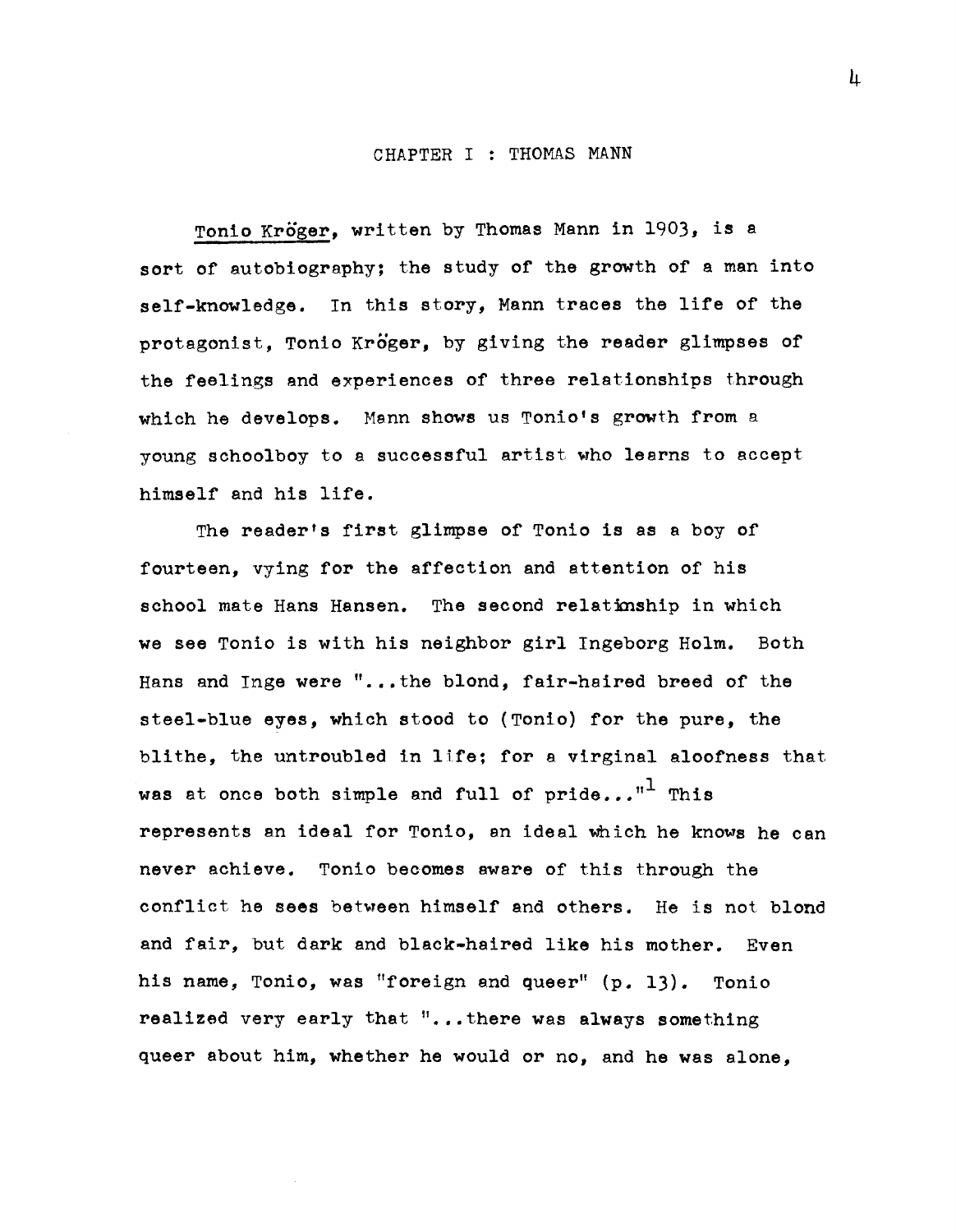## CHAPTER I : THOMAS MANN

_Tonio Kröger_, written by Thomas Mann in 1903, is a sort of autobiography; the study of the growth of a man into self-knowledge. In this story, Mann traces the life of the protagonist, Tonio Kröger, by giving the reader glimpses of the feelings and experiences of three relationships through which he develops. Mann shows us Tonio's growth from a young schoolboy to a successful artist who learns to accept himself and his life.

The reader's first glimpse of Tonio is as a boy of fourteen, vying for the affection and attention of his school mate Hans Hansen. The second relationship in which we see Tonio is with his neighbor girl Ingeborg Holm. Both Hans and Inge were "...the blond, fair-haired breed of the steel-blue eyes, which stood to (Tonio) for the pure, the blithe, the untroubled in life; for a virginal aloofness that was at once both simple and full of pride..."[1] This represents an ideal for Tonio, an ideal which he knows he can never achieve. Tonio becomes aware of this through the conflict he sees between himself and others. He is not blond and fair, but dark and black-haired like his mother. Even his name, Tonio, was "foreign and queer" (p. 13). Tonio realized very early that "...there was always something queer about him, whether he would or no, and he was alone,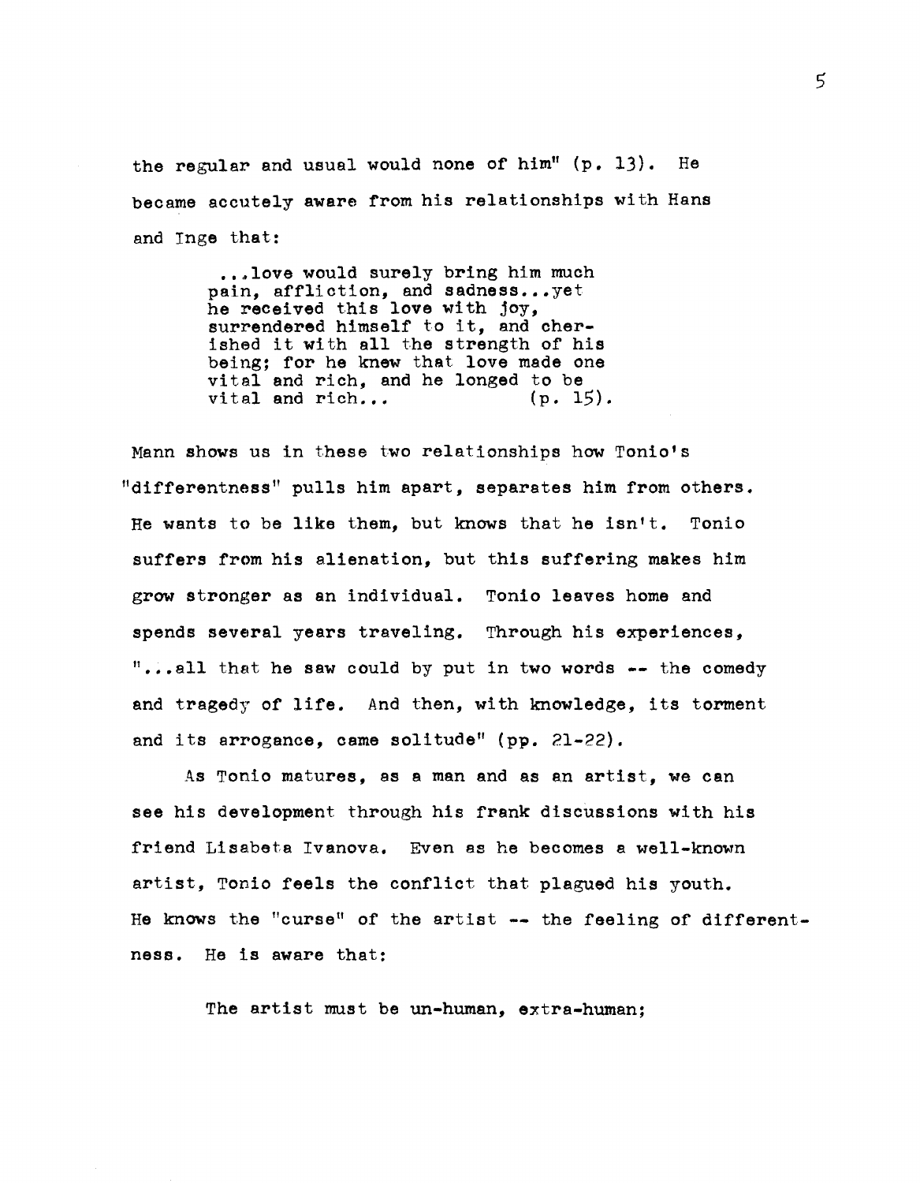the regular and usual would none of him" (p. 13). He became accutely aware from his relationships with Hans and Inge that:

> ...love would surely bring him much pain, affliction, and sadness...yet he received this love with joy, surrendered himself to it, and cherished it with all the strength of his being; for he knew that love made one vital and rich, and he longed to be vital and rich... (p. 15).

Mann shows us in these two relationships how Tonio's "differentness" pulls him apart, separates him from others. He wants to be like them, but knows that he isn't. Tonio suffers from his alienation, but this suffering makes him grow stronger as an individual. Tonio leaves home and spends several years traveling. Through his experiences, "...all that he saw could by put in two words -- the comedy and tragedy of life. And then, with knowledge, its torment and its arrogance, came solitude" (pp. 21-22).

As Tonio matures, as a man and as an artist, we can see his development through his frank discussions with his friend Lisabeta Ivanova. Even as he becomes a well-known artist, Tonio feels the conflict that plagued his youth. He knows the "curse" of the artist -- the feeling of differentness. He is aware that:

> The artist must be un-human, extra-human;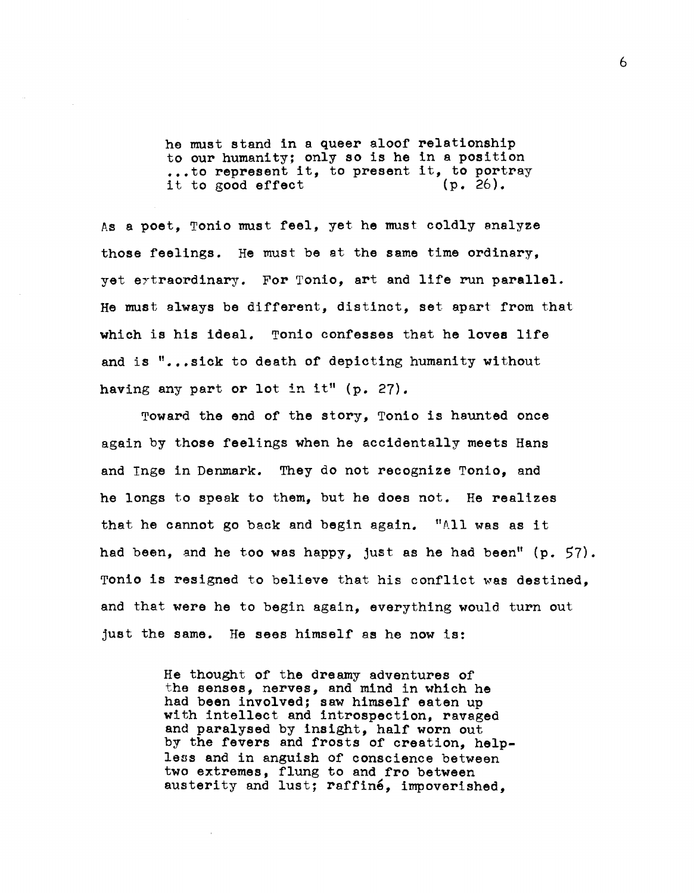> he must stand in a queer aloof relationship to our humanity; only so is he in a position ...to represent it, to present it, to portray it to good effect (p. 26).

As a poet, Tonio must feel, yet he must coldly analyze those feelings. He must be at the same time ordinary, yet extraordinary. For Tonio, art and life run parallel. He must always be different, distinct, set apart from that which is his ideal. Tonio confesses that he loves life and is "...sick to death of depicting humanity without having any part or lot in it" (p. 27).

Toward the end of the story, Tonio is haunted once again by those feelings when he accidentally meets Hans and Inge in Denmark. They do not recognize Tonio, and he longs to speak to them, but he does not. He realizes that he cannot go back and begin again. "All was as it had been, and he too was happy, just as he had been" (p. 57). Tonio is resigned to believe that his conflict was destined, and that were he to begin again, everything would turn out just the same. He sees himself as he now is:

> He thought of the dreamy adventures of the senses, nerves, and mind in which he had been involved; saw himself eaten up with intellect and introspection, ravaged and paralysed by insight, half worn out by the fevers and frosts of creation, helpless and in anguish of conscience between two extremes, flung to and fro between austerity and lust; raffiné, impoverished,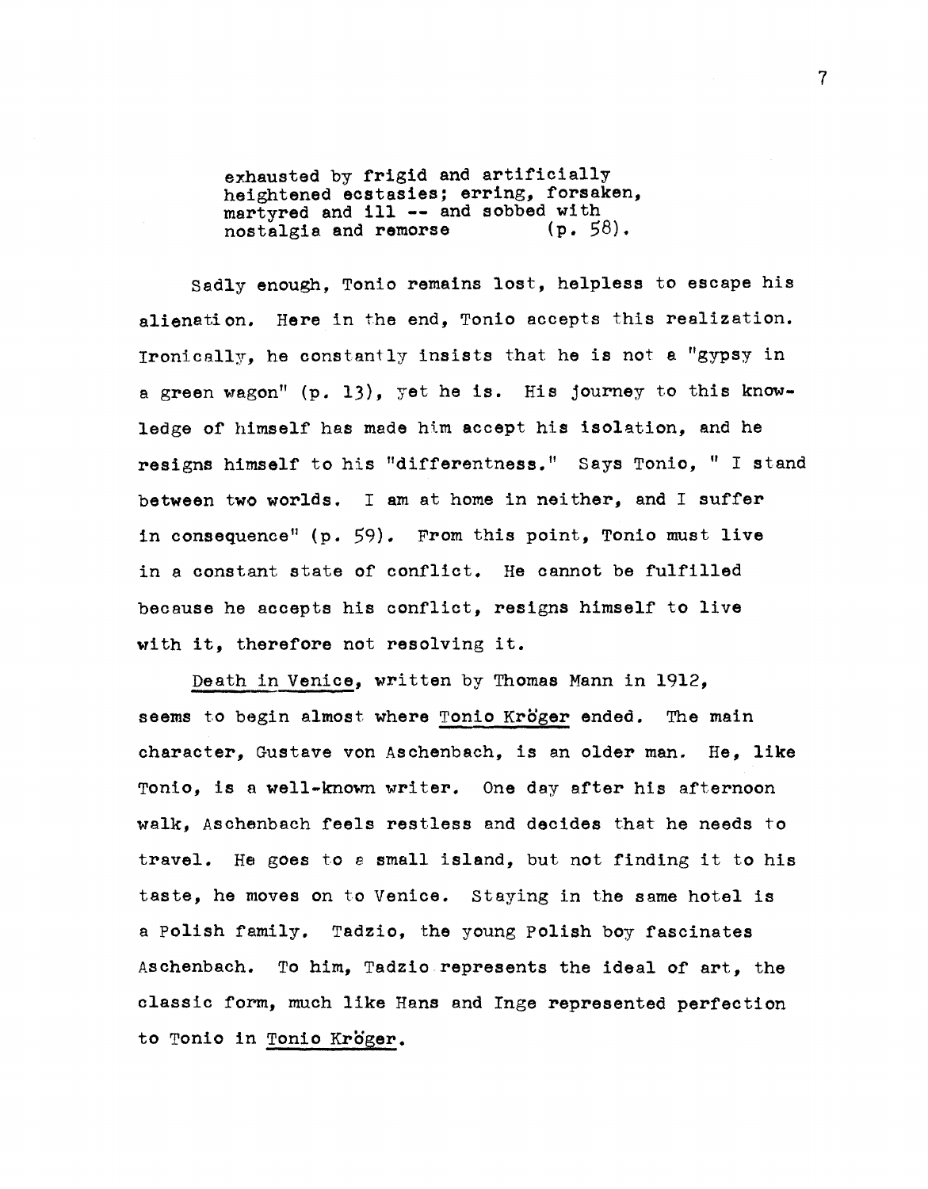> exhausted by frigid and artificially heightened ecstasies; erring, forsaken, martyred and ill -- and sobbed with nostalgia and remorse (p. 58).

Sadly enough, Tonio remains lost, helpless to escape his alienation. Here in the end, Tonio accepts this realization. Ironically, he constantly insists that he is not a "gypsy in a green wagon" (p. 13), yet he is. His journey to this knowledge of himself has made him accept his isolation, and he resigns himself to his "differentness." Says Tonio, " I stand between two worlds. I am at home in neither, and I suffer in consequence" (p. 59). From this point, Tonio must live in a constant state of conflict. He cannot be fulfilled because he accepts his conflict, resigns himself to live with it, therefore not resolving it.

Death in Venice, written by Thomas Mann in 1912, seems to begin almost where Tonio Kröger ended. The main character, Gustave von Aschenbach, is an older man. He, like Tonio, is a well-known writer. One day after his afternoon walk, Aschenbach feels restless and decides that he needs to travel. He goes to a small island, but not finding it to his taste, he moves on to Venice. Staying in the same hotel is a Polish family. Tadzio, the young Polish boy fascinates Aschenbach. To him, Tadzio represents the ideal of art, the classic form, much like Hans and Inge represented perfection to Tonio in Tonio Kröger.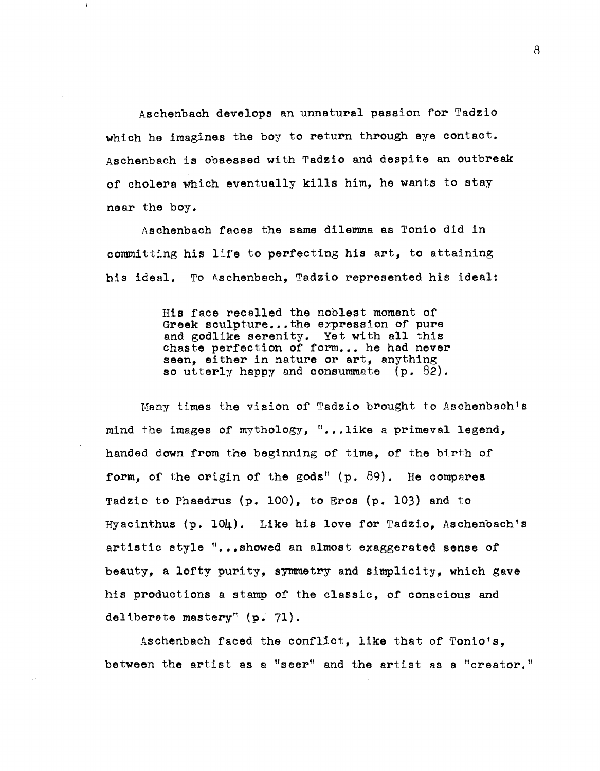Aschenbach develops an unnatural passion for Tadzio which he imagines the boy to return through eye contact. Aschenbach is obsessed with Tadzio and despite an outbreak of cholera which eventually kills him, he wants to stay near the boy.

Aschenbach faces the same dilemma as Tonio did in committing his life to perfecting his art, to attaining his ideal. To Aschenbach, Tadzio represented his ideal:

> His face recalled the noblest moment of Greek sculpture...the expression of pure and godlike serenity. Yet with all this chaste perfection of form... he had never seen, either in nature or art, anything so utterly happy and consummate (p. 82).

Many times the vision of Tadzio brought to Aschenbach's mind the images of mythology, "...like a primeval legend, handed down from the beginning of time, of the birth of form, of the origin of the gods" (p. 89). He compares Tadzio to Phaedrus (p. 100), to Eros (p. 103) and to Hyacinthus (p. 104). Like his love for Tadzio, Aschenbach's artistic style "...showed an almost exaggerated sense of beauty, a lofty purity, symmetry and simplicity, which gave his productions a stamp of the classic, of conscious and deliberate mastery" (p. 71).

Aschenbach faced the conflict, like that of Tonio's, between the artist as a "seer" and the artist as a "creator."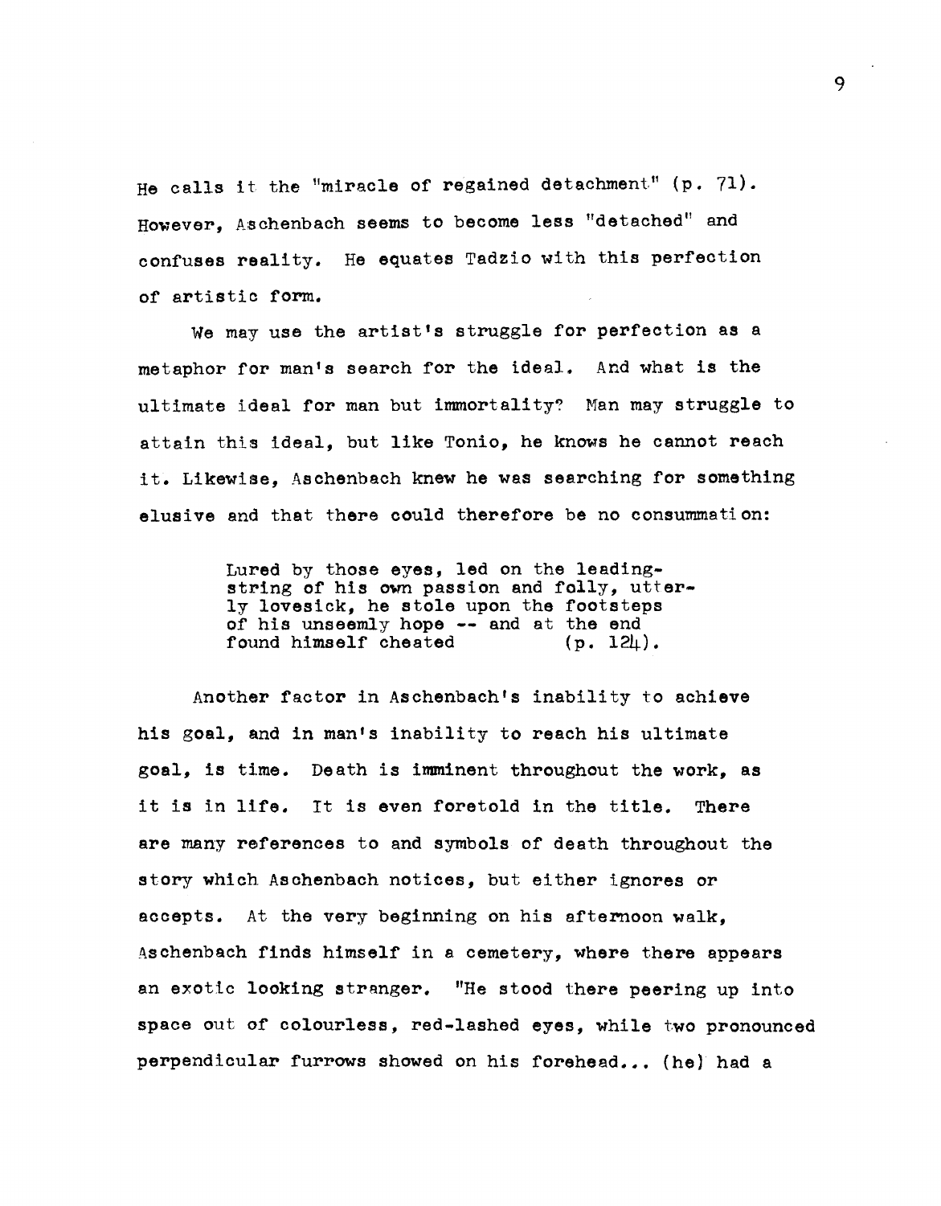He calls it the "miracle of regained detachment" (p. 71). However, Aschenbach seems to become less "detached" and confuses reality. He equates Tadzio with this perfection of artistic form.

We may use the artist's struggle for perfection as a metaphor for man's search for the ideal. And what is the ultimate ideal for man but immortality? Man may struggle to attain this ideal, but like Tonio, he knows he cannot reach it. Likewise, Aschenbach knew he was searching for something elusive and that there could therefore be no consummation:

> Lured by those eyes, led on the leading-string of his own passion and folly, utterly lovesick, he stole upon the footsteps of his unseemly hope -- and at the end found himself cheated (p. 124).

Another factor in Aschenbach's inability to achieve his goal, and in man's inability to reach his ultimate goal, is time. Death is imminent throughout the work, as it is in life. It is even foretold in the title. There are many references to and symbols of death throughout the story which Aschenbach notices, but either ignores or accepts. At the very beginning on his afternoon walk, Aschenbach finds himself in a cemetery, where there appears an exotic looking stranger. "He stood there peering up into space out of colourless, red-lashed eyes, while two pronounced perpendicular furrows showed on his forehead... (he) had a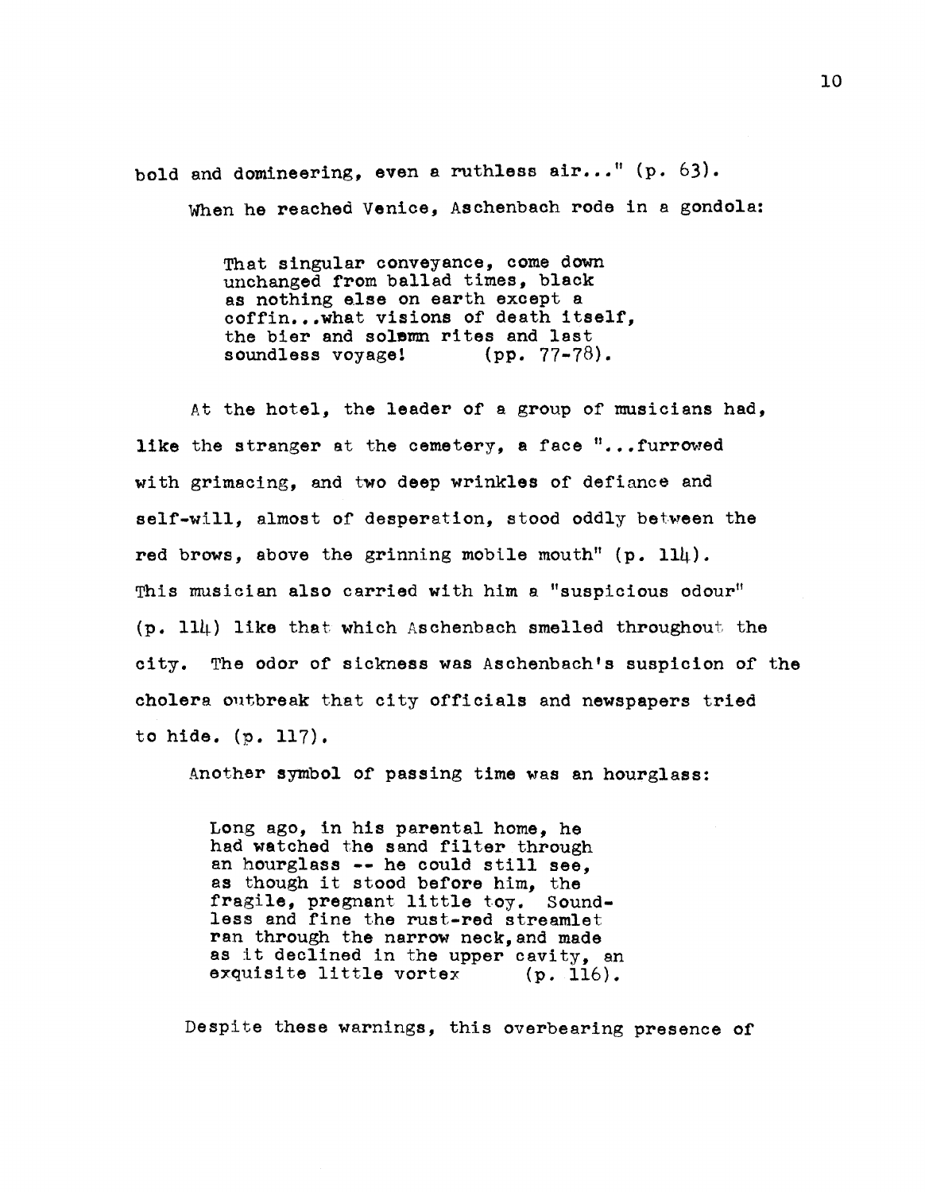bold and domineering, even a ruthless air..." (p. 63).

When he reached Venice, Aschenbach rode in a gondola:

> That singular conveyance, come down unchanged from ballad times, black as nothing else on earth except a coffin...what visions of death itself, the bier and solemn rites and last soundless voyage! (pp. 77-78).

At the hotel, the leader of a group of musicians had, like the stranger at the cemetery, a face "...furrowed with grimacing, and two deep wrinkles of defiance and self-will, almost of desperation, stood oddly between the red brows, above the grinning mobile mouth" (p. 114). This musician also carried with him a "suspicious odour" (p. 114) like that which Aschenbach smelled throughout the city. The odor of sickness was Aschenbach's suspicion of the cholera outbreak that city officials and newspapers tried to hide. (p. 117).

Another symbol of passing time was an hourglass:

> Long ago, in his parental home, he had watched the sand filter through an hourglass -- he could still see, as though it stood before him, the fragile, pregnant little toy. Soundless and fine the rust-red streamlet ran through the narrow neck, and made as it declined in the upper cavity, an exquisite little vortex (p. 116).

Despite these warnings, this overbearing presence of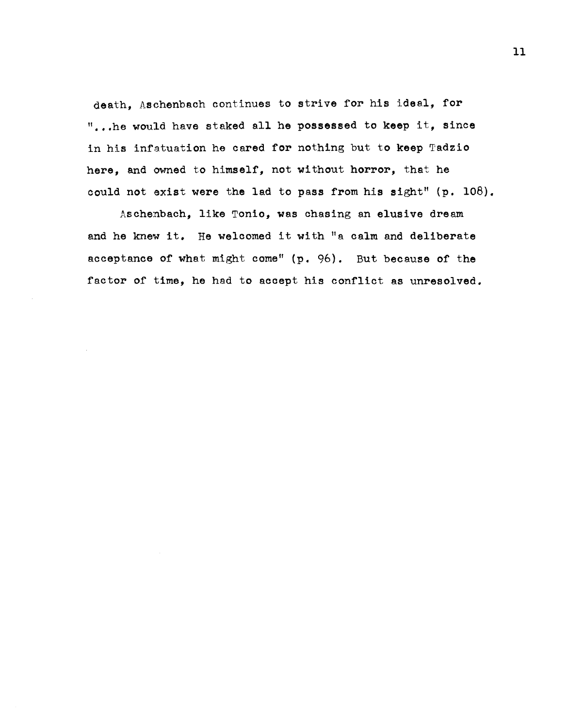death, Aschenbach continues to strive for his ideal, for "...he would have staked all he possessed to keep it, since in his infatuation he cared for nothing but to keep Tadzio here, and owned to himself, not without horror, that he could not exist were the lad to pass from his sight" (p. 108).

Aschenbach, like Tonio, was chasing an elusive dream and he knew it. He welcomed it with "a calm and deliberate acceptance of what might come" (p. 96). But because of the factor of time, he had to accept his conflict as unresolved.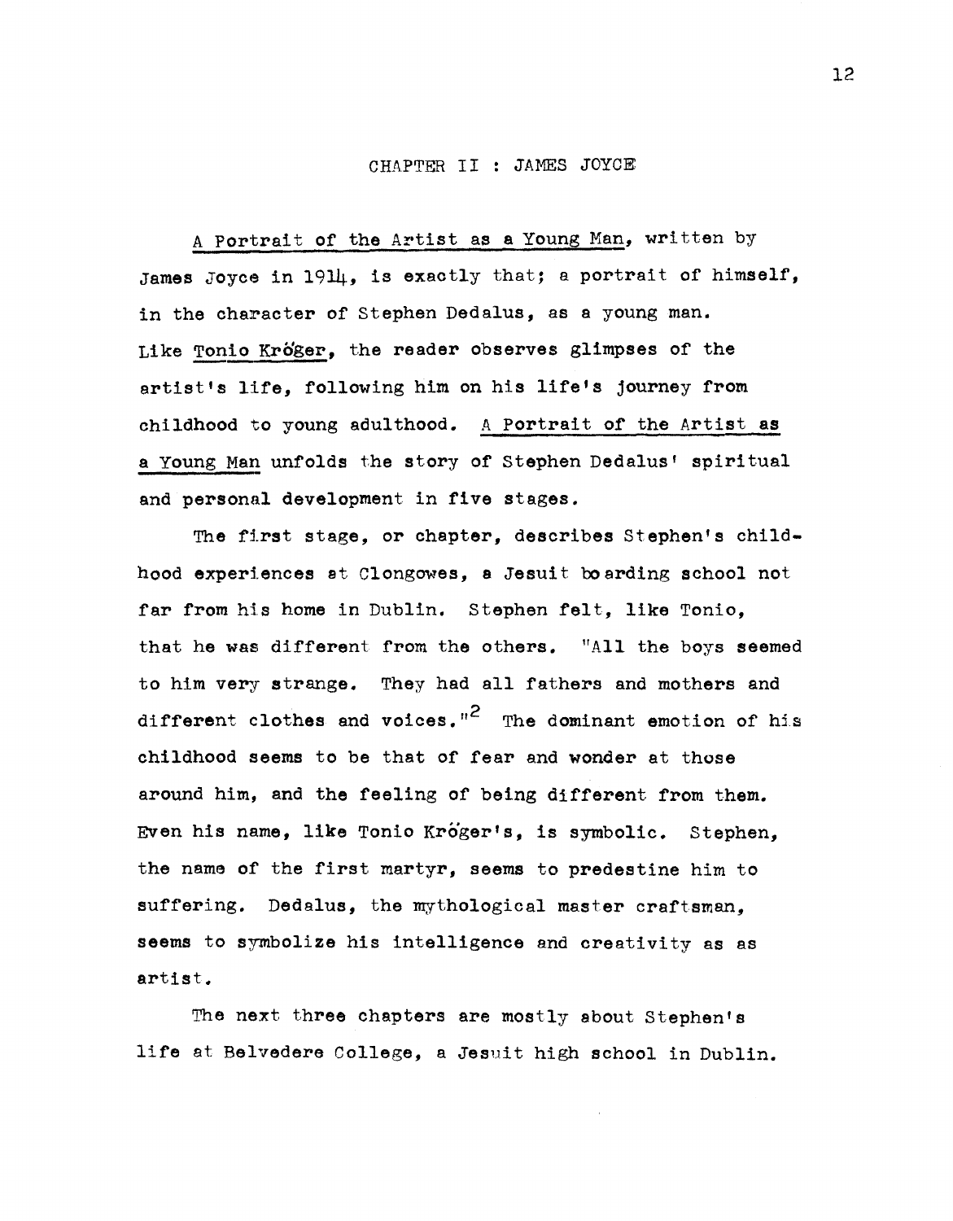## CHAPTER II : JAMES JOYCE

_A Portrait of the Artist as a Young Man_, written by James Joyce in 1914, is exactly that; a portrait of himself, in the character of Stephen Dedalus, as a young man. Like _Tonio Kröger_, the reader observes glimpses of the artist's life, following him on his life's journey from childhood to young adulthood. _A Portrait of the Artist as a Young Man_ unfolds the story of Stephen Dedalus' spiritual and personal development in five stages.

The first stage, or chapter, describes Stephen's childhood experiences at Clongowes, a Jesuit boarding school not far from his home in Dublin. Stephen felt, like Tonio, that he was different from the others. "All the boys seemed to him very strange. They had all fathers and mothers and different clothes and voices."[2] The dominant emotion of his childhood seems to be that of fear and wonder at those around him, and the feeling of being different from them. Even his name, like Tonio Kröger's, is symbolic. Stephen, the name of the first martyr, seems to predestine him to suffering. Dedalus, the mythological master craftsman, seems to symbolize his intelligence and creativity as as artist.

The next three chapters are mostly about Stephen's life at Belvedere College, a Jesuit high school in Dublin.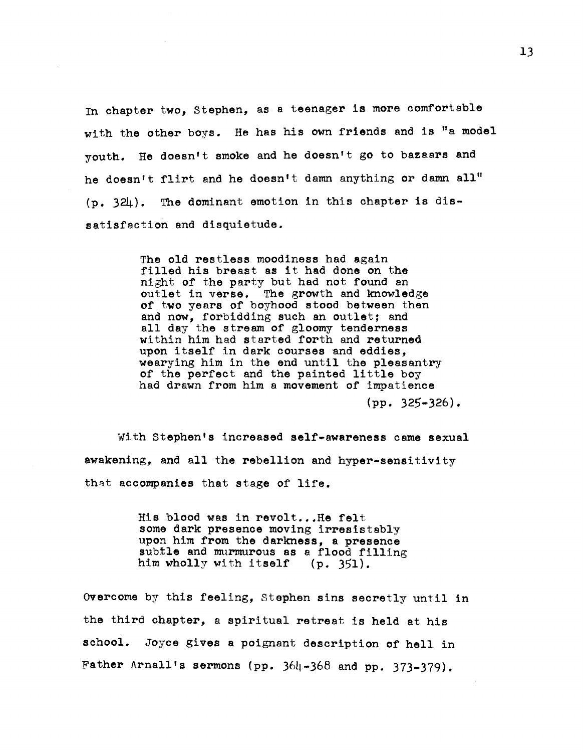In chapter two, Stephen, as a teenager is more comfortable with the other boys. He has his own friends and is "a model youth. He doesn't smoke and he doesn't go to bazaars and he doesn't flirt and he doesn't damn anything or damn all" (p. 324). The dominant emotion in this chapter is dissatisfaction and disquietude.

> The old restless moodiness had again filled his breast as it had done on the night of the party but had not found an outlet in verse. The growth and knowledge of two years of boyhood stood between then and now, forbidding such an outlet; and all day the stream of gloomy tenderness within him had started forth and returned upon itself in dark courses and eddies, wearying him in the end until the pleasantry of the perfect and the painted little boy had drawn from him a movement of impatience (pp. 325-326).

With Stephen's increased self-awareness came sexual awakening, and all the rebellion and hyper-sensitivity that accompanies that stage of life.

> His blood was in revolt...He felt some dark presence moving irresistably upon him from the darkness, a presence subtle and murmurous as a flood filling him wholly with itself (p. 351).

Overcome by this feeling, Stephen sins secretly until in the third chapter, a spiritual retreat is held at his school. Joyce gives a poignant description of hell in Father Arnall's sermons (pp. 364-368 and pp. 373-379).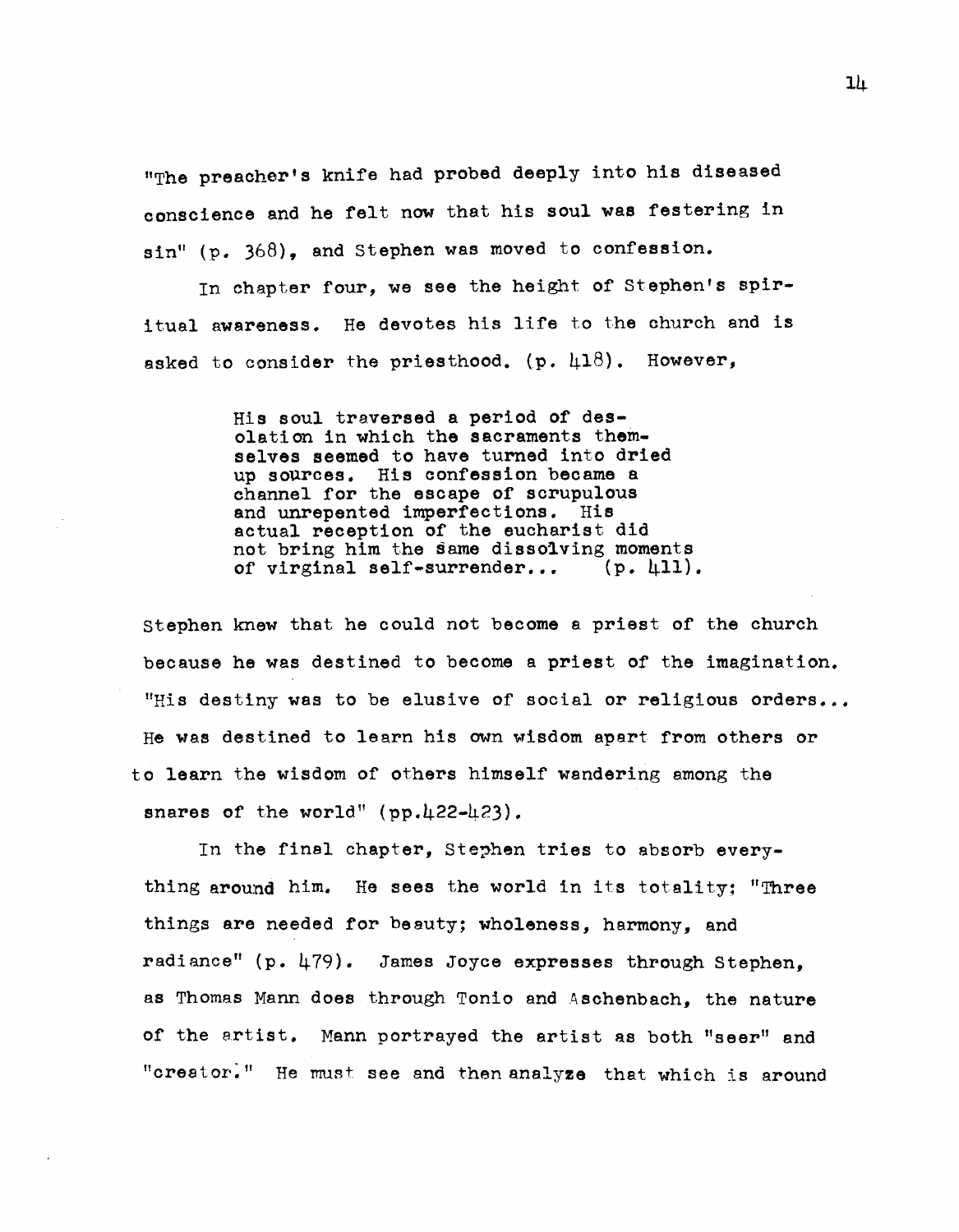"The preacher's knife had probed deeply into his diseased conscience and he felt now that his soul was festering in sin" (p. 368), and Stephen was moved to confession.

In chapter four, we see the height of Stephen's spiritual awareness. He devotes his life to the church and is asked to consider the priesthood. (p. 418). However,

> His soul traversed a period of desolation in which the sacraments themselves seemed to have turned into dried up sources. His confession became a channel for the escape of scrupulous and unrepented imperfections. His actual reception of the eucharist did not bring him the same dissolving moments of virginal self-surrender... (p. 411).

Stephen knew that he could not become a priest of the church because he was destined to become a priest of the imagination. "His destiny was to be elusive of social or religious orders... He was destined to learn his own wisdom apart from others or to learn the wisdom of others himself wandering among the snares of the world" (pp.422-423).

In the final chapter, Stephen tries to absorb everything around him. He sees the world in its totality: "Three things are needed for beauty; wholeness, harmony, and radiance" (p. 479). James Joyce expresses through Stephen, as Thomas Mann does through Tonio and Aschenbach, the nature of the artist. Mann portrayed the artist as both "seer" and "creator." He must see and then analyze that which is around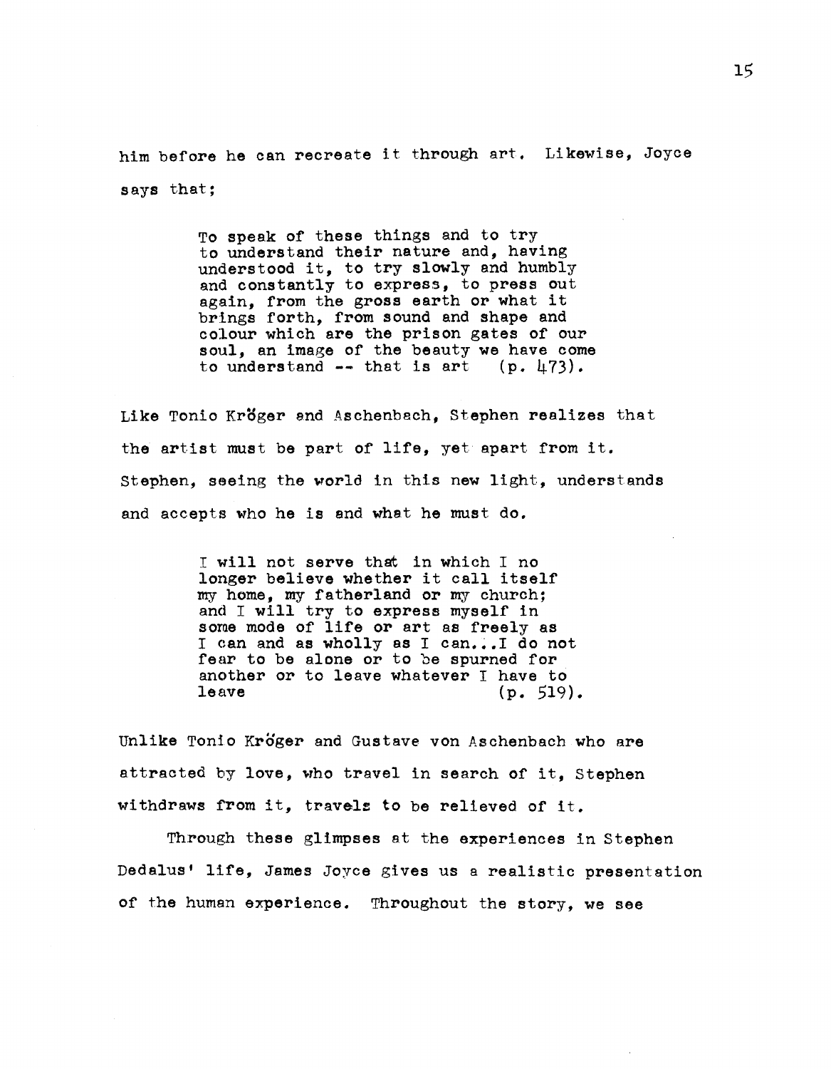him before he can recreate it through art. Likewise, Joyce says that;

> To speak of these things and to try to understand their nature and, having understood it, to try slowly and humbly and constantly to express, to press out again, from the gross earth or what it brings forth, from sound and shape and colour which are the prison gates of our soul, an image of the beauty we have come to understand -- that is art (p. 473).

Like Tonio Kröger and Aschenbach, Stephen realizes that the artist must be part of life, yet apart from it. Stephen, seeing the world in this new light, understands and accepts who he is and what he must do.

> I will not serve that in which I no longer believe whether it call itself my home, my fatherland or my church; and I will try to express myself in some mode of life or art as freely as I can and as wholly as I can...I do not fear to be alone or to be spurned for another or to leave whatever I have to leave (p. 519).

Unlike Tonio Kröger and Gustave von Aschenbach who are attracted by love, who travel in search of it, Stephen withdraws from it, travels to be relieved of it.

Through these glimpses at the experiences in Stephen Dedalus' life, James Joyce gives us a realistic presentation of the human experience. Throughout the story, we see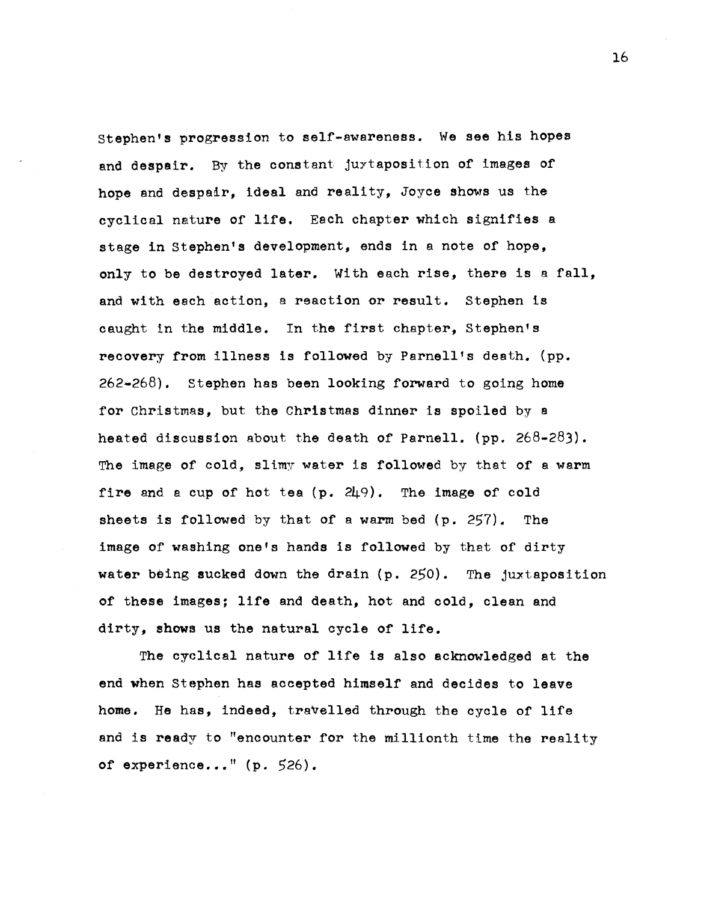Stephen's progression to self-awareness. We see his hopes and despair. By the constant juxtaposition of images of hope and despair, ideal and reality, Joyce shows us the cyclical nature of life. Each chapter which signifies a stage in Stephen's development, ends in a note of hope, only to be destroyed later. With each rise, there is a fall, and with each action, a reaction or result. Stephen is caught in the middle. In the first chapter, Stephen's recovery from illness is followed by Parnell's death. (pp. 262-268). Stephen has been looking forward to going home for Christmas, but the Christmas dinner is spoiled by a heated discussion about the death of Parnell. (pp. 268-283). The image of cold, slimy water is followed by that of a warm fire and a cup of hot tea (p. 249). The image of cold sheets is followed by that of a warm bed (p. 257). The image of washing one's hands is followed by that of dirty water being sucked down the drain (p. 250). The juxtaposition of these images; life and death, hot and cold, clean and dirty, shows us the natural cycle of life.

The cyclical nature of life is also acknowledged at the end when Stephen has accepted himself and decides to leave home. He has, indeed, travelled through the cycle of life and is ready to "encounter for the millionth time the reality of experience..." (p. 526).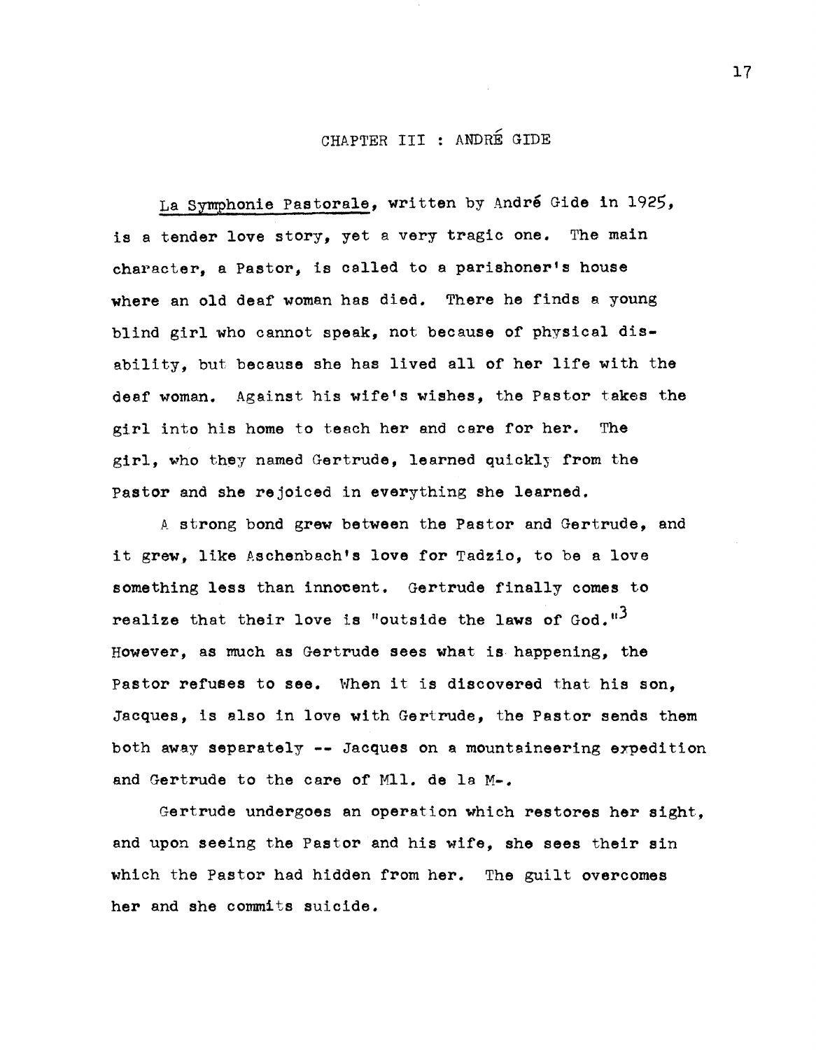# CHAPTER III : ANDRÉ GIDE

La Symphonie Pastorale, written by André Gide in 1925, is a tender love story, yet a very tragic one. The main character, a Pastor, is called to a parishoner's house where an old deaf woman has died. There he finds a young blind girl who cannot speak, not because of physical disability, but because she has lived all of her life with the deaf woman. Against his wife's wishes, the Pastor takes the girl into his home to teach her and care for her. The girl, who they named Gertrude, learned quickly from the Pastor and she rejoiced in everything she learned.

A strong bond grew between the Pastor and Gertrude, and it grew, like Aschenbach's love for Tadzio, to be a love something less than innocent. Gertrude finally comes to realize that their love is "outside the laws of God."[3] However, as much as Gertrude sees what is happening, the Pastor refuses to see. When it is discovered that his son, Jacques, is also in love with Gertrude, the Pastor sends them both away separately -- Jacques on a mountaineering expedition and Gertrude to the care of Mll. de la M-.

Gertrude undergoes an operation which restores her sight, and upon seeing the Pastor and his wife, she sees their sin which the Pastor had hidden from her. The guilt overcomes her and she commits suicide.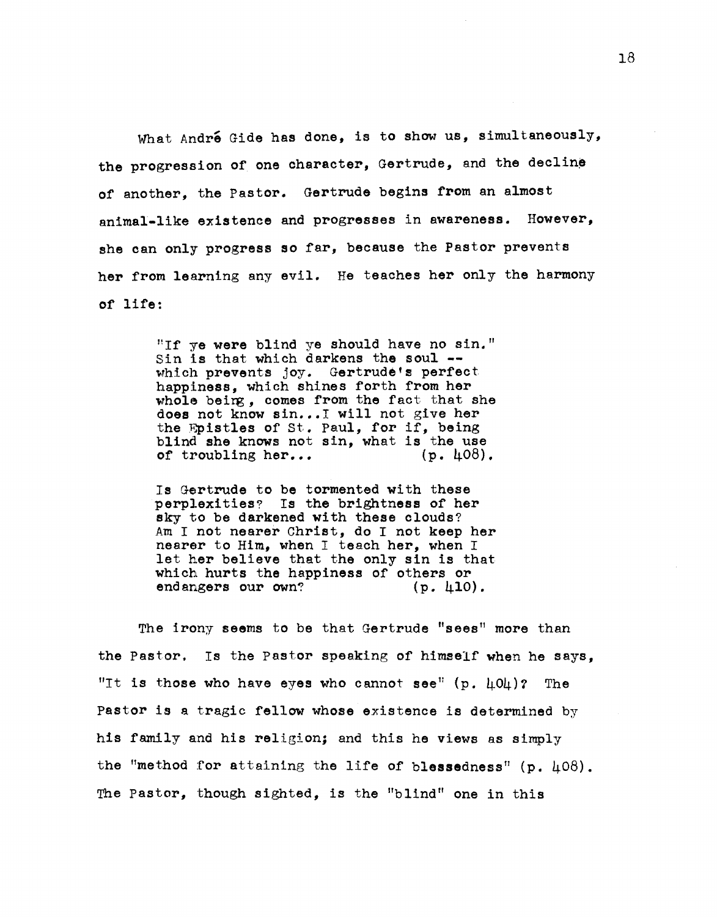What André Gide has done, is to show us, simultaneously, the progression of one character, Gertrude, and the decline of another, the Pastor. Gertrude begins from an almost animal-like existence and progresses in awareness. However, she can only progress so far, because the Pastor prevents her from learning any evil. He teaches her only the harmony of life:

> "If ye were blind ye should have no sin." Sin is that which darkens the soul -- which prevents joy. Gertrude's perfect happiness, which shines forth from her whole being, comes from the fact that she does not know sin...I will not give her the Epistles of St. Paul, for if, being blind she knows not sin, what is the use of troubling her... (p. 408).

> Is Gertrude to be tormented with these perplexities? Is the brightness of her sky to be darkened with these clouds? Am I not nearer Christ, do I not keep her nearer to Him, when I teach her, when I let her believe that the only sin is that which hurts the happiness of others or endangers our own? (p. 410).

The irony seems to be that Gertrude "sees" more than the Pastor. Is the Pastor speaking of himself when he says, "It is those who have eyes who cannot see" (p. 404)? The Pastor is a tragic fellow whose existence is determined by his family and his religion; and this he views as simply the "method for attaining the life of blessedness" (p. 408). The Pastor, though sighted, is the "blind" one in this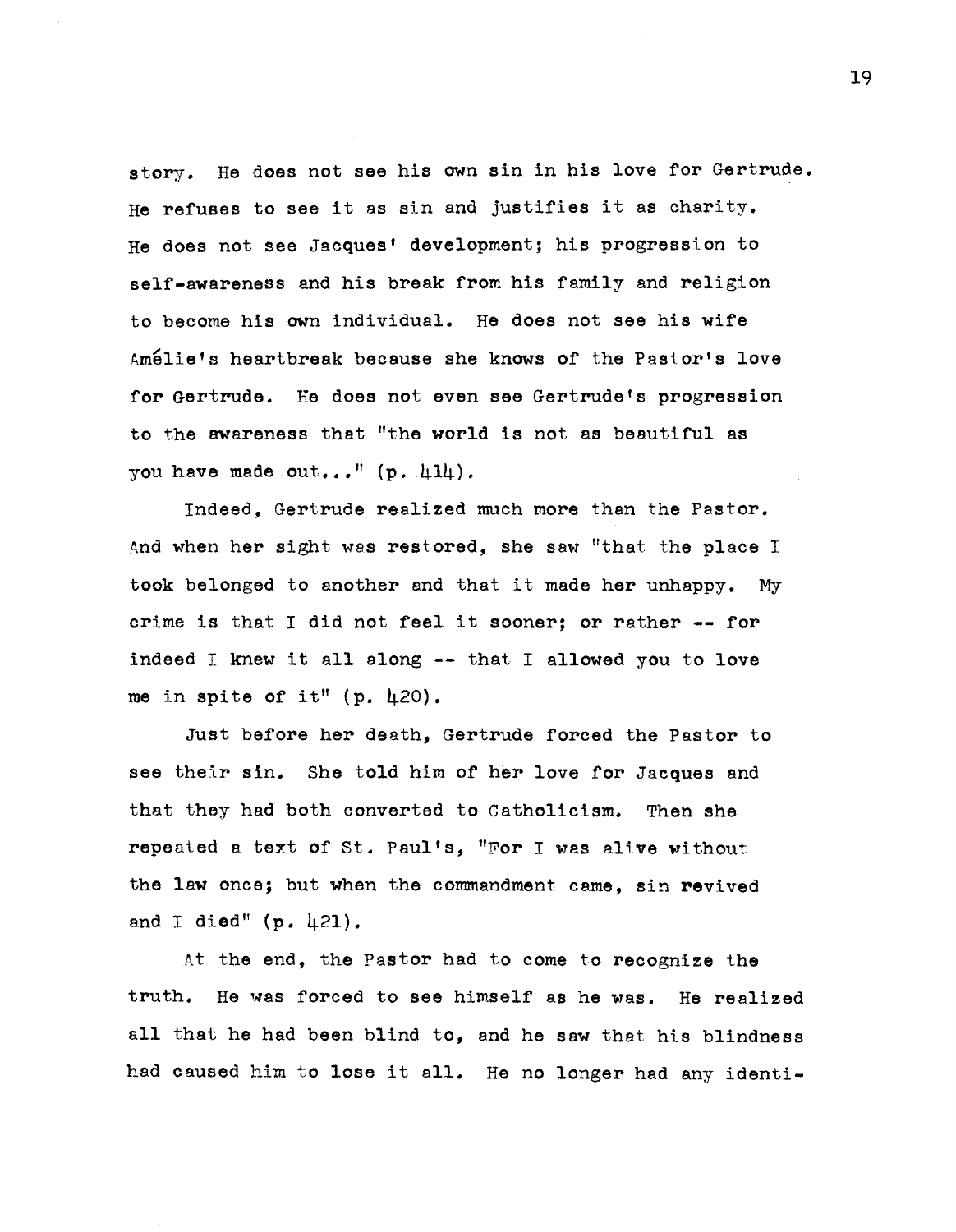story. He does not see his own sin in his love for Gertrude. He refuses to see it as sin and justifies it as charity. He does not see Jacques' development; his progression to self-awareness and his break from his family and religion to become his own individual. He does not see his wife Amélie's heartbreak because she knows of the Pastor's love for Gertrude. He does not even see Gertrude's progression to the awareness that "the world is not as beautiful as you have made out..." (p. 414).

Indeed, Gertrude realized much more than the Pastor. And when her sight was restored, she saw "that the place I took belonged to another and that it made her unhappy. My crime is that I did not feel it sooner; or rather -- for indeed I knew it all along -- that I allowed you to love me in spite of it" (p. 420).

Just before her death, Gertrude forced the Pastor to see their sin. She told him of her love for Jacques and that they had both converted to Catholicism. Then she repeated a text of St. Paul's, "For I was alive without the law once; but when the commandment came, sin revived and I died" (p. 421).

At the end, the Pastor had to come to recognize the truth. He was forced to see himself as he was. He realized all that he had been blind to, and he saw that his blindness had caused him to lose it all. He no longer had any identi-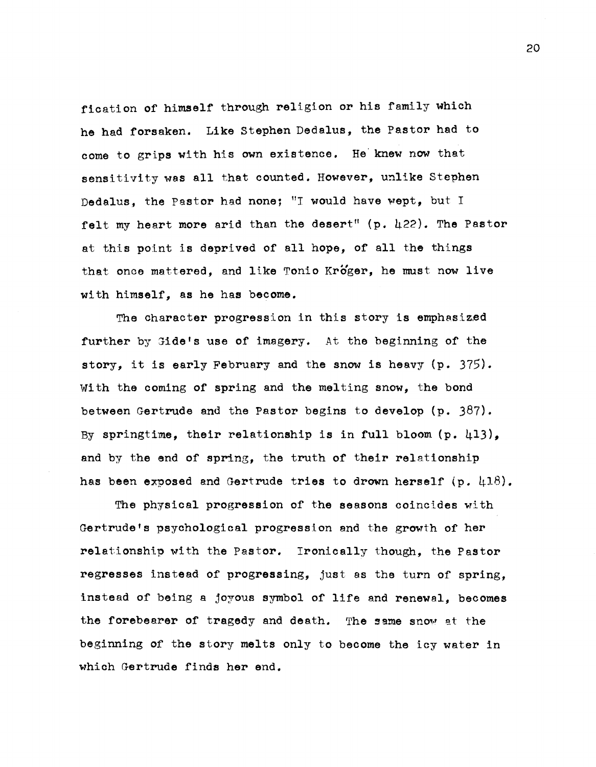fication of himself through religion or his family which he had forsaken. Like Stephen Dedalus, the Pastor had to come to grips with his own existence. He knew now that sensitivity was all that counted. However, unlike Stephen Dedalus, the Pastor had none; "I would have wept, but I felt my heart more arid than the desert" (p. 422). The Pastor at this point is deprived of all hope, of all the things that once mattered, and like Tonio Kröger, he must now live with himself, as he has become.

The character progression in this story is emphasized further by Gide's use of imagery. At the beginning of the story, it is early February and the snow is heavy (p. 375). With the coming of spring and the melting snow, the bond between Gertrude and the Pastor begins to develop (p. 387). By springtime, their relationship is in full bloom (p. 413), and by the end of spring, the truth of their relationship has been exposed and Gertrude tries to drown herself (p. 418).

The physical progression of the seasons coincides with Gertrude's psychological progression and the growth of her relationship with the Pastor. Ironically though, the Pastor regresses instead of progressing, just as the turn of spring, instead of being a joyous symbol of life and renewal, becomes the forebearer of tragedy and death. The same snow at the beginning of the story melts only to become the icy water in which Gertrude finds her end.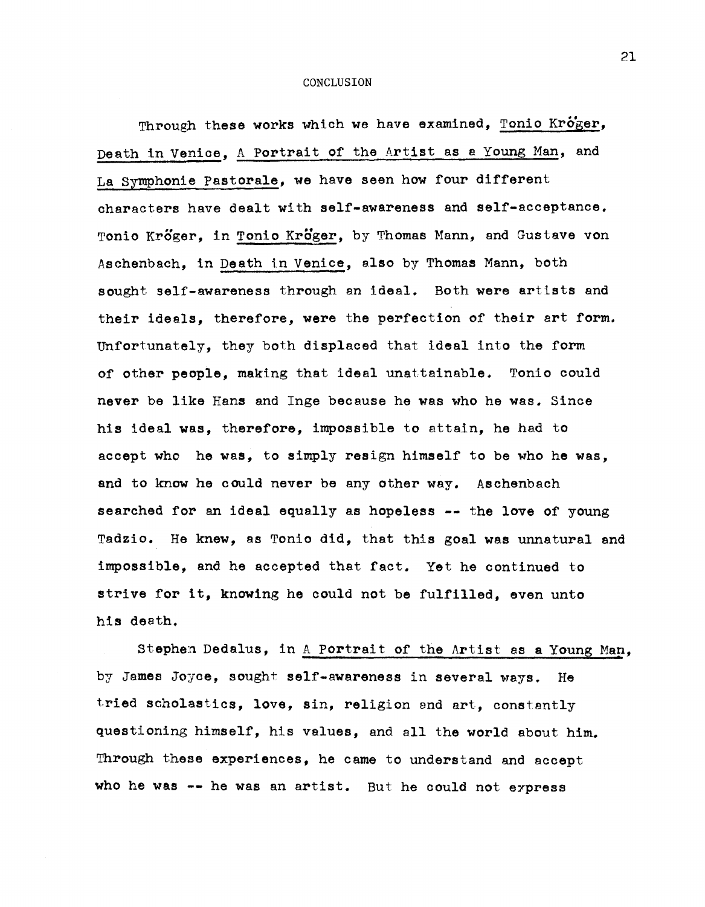# CONCLUSION

Through these works which we have examined, Tonio Kröger, Death in Venice, A Portrait of the Artist as a Young Man, and La Symphonie Pastorale, we have seen how four different characters have dealt with self-awareness and self-acceptance. Tonio Kröger, in Tonio Kröger, by Thomas Mann, and Gustave von Aschenbach, in Death in Venice, also by Thomas Mann, both sought self-awareness through an ideal. Both were artists and their ideals, therefore, were the perfection of their art form. Unfortunately, they both displaced that ideal into the form of other people, making that ideal unattainable. Tonio could never be like Hans and Inge because he was who he was. Since his ideal was, therefore, impossible to attain, he had to accept who he was, to simply resign himself to be who he was, and to know he could never be any other way. Aschenbach searched for an ideal equally as hopeless -- the love of young Tadzio. He knew, as Tonio did, that this goal was unnatural and impossible, and he accepted that fact. Yet he continued to strive for it, knowing he could not be fulfilled, even unto his death.

Stephen Dedalus, in A Portrait of the Artist as a Young Man, by James Joyce, sought self-awareness in several ways. He tried scholastics, love, sin, religion and art, constantly questioning himself, his values, and all the world about him. Through these experiences, he came to understand and accept who he was -- he was an artist. But he could not express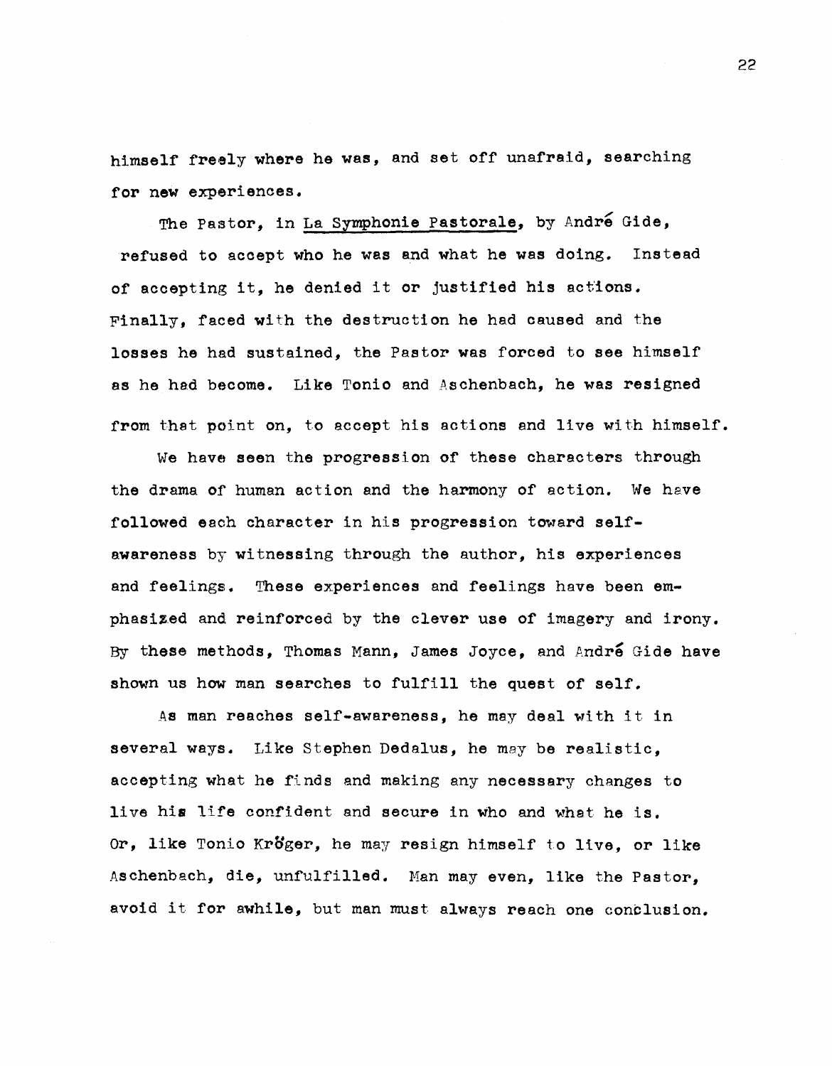himself freely where he was, and set off unafraid, searching for new experiences.

The Pastor, in La Symphonie Pastorale, by André Gide, refused to accept who he was and what he was doing. Instead of accepting it, he denied it or justified his actions. Finally, faced with the destruction he had caused and the losses he had sustained, the Pastor was forced to see himself as he had become. Like Tonio and Aschenbach, he was resigned from that point on, to accept his actions and live with himself.

We have seen the progression of these characters through the drama of human action and the harmony of action. We have followed each character in his progression toward self-awareness by witnessing through the author, his experiences and feelings. These experiences and feelings have been emphasized and reinforced by the clever use of imagery and irony. By these methods, Thomas Mann, James Joyce, and André Gide have shown us how man searches to fulfill the quest of self.

As man reaches self-awareness, he may deal with it in several ways. Like Stephen Dedalus, he may be realistic, accepting what he finds and making any necessary changes to live his life confident and secure in who and what he is. Or, like Tonio Kröger, he may resign himself to live, or like Aschenbach, die, unfulfilled. Man may even, like the Pastor, avoid it for awhile, but man must always reach one conclusion.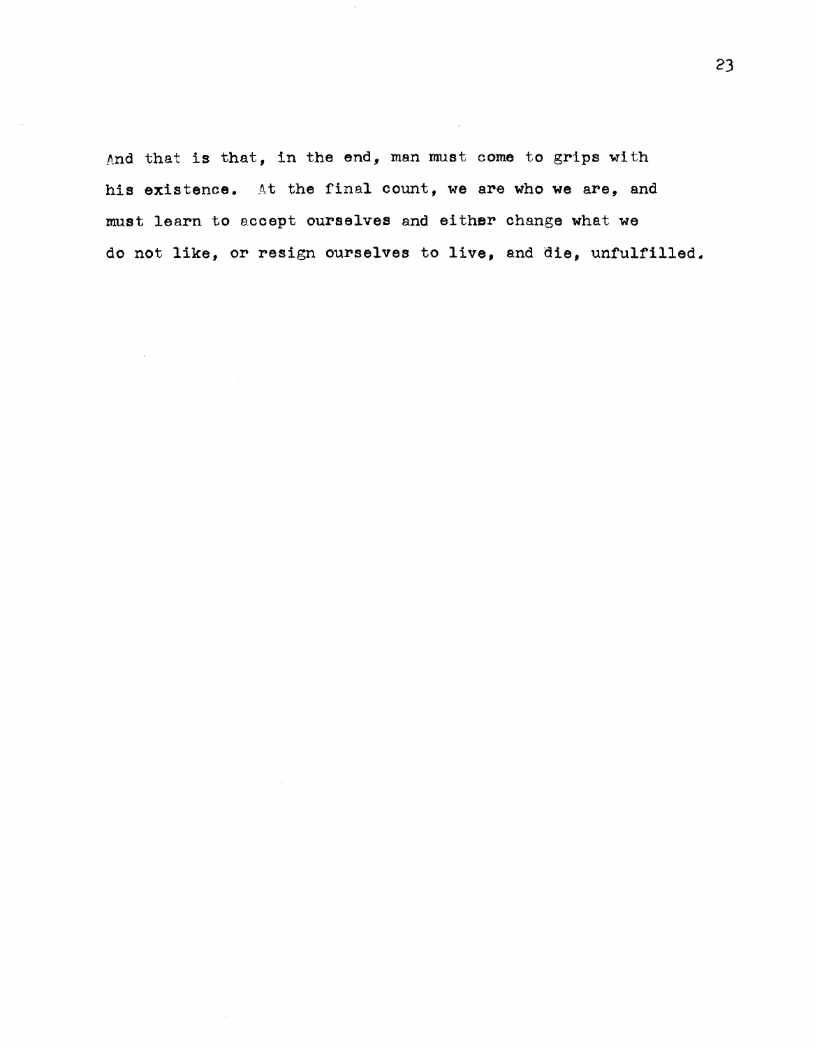And that is that, in the end, man must come to grips with his existence. At the final count, we are who we are, and must learn to accept ourselves and either change what we do not like, or resign ourselves to live, and die, unfulfilled.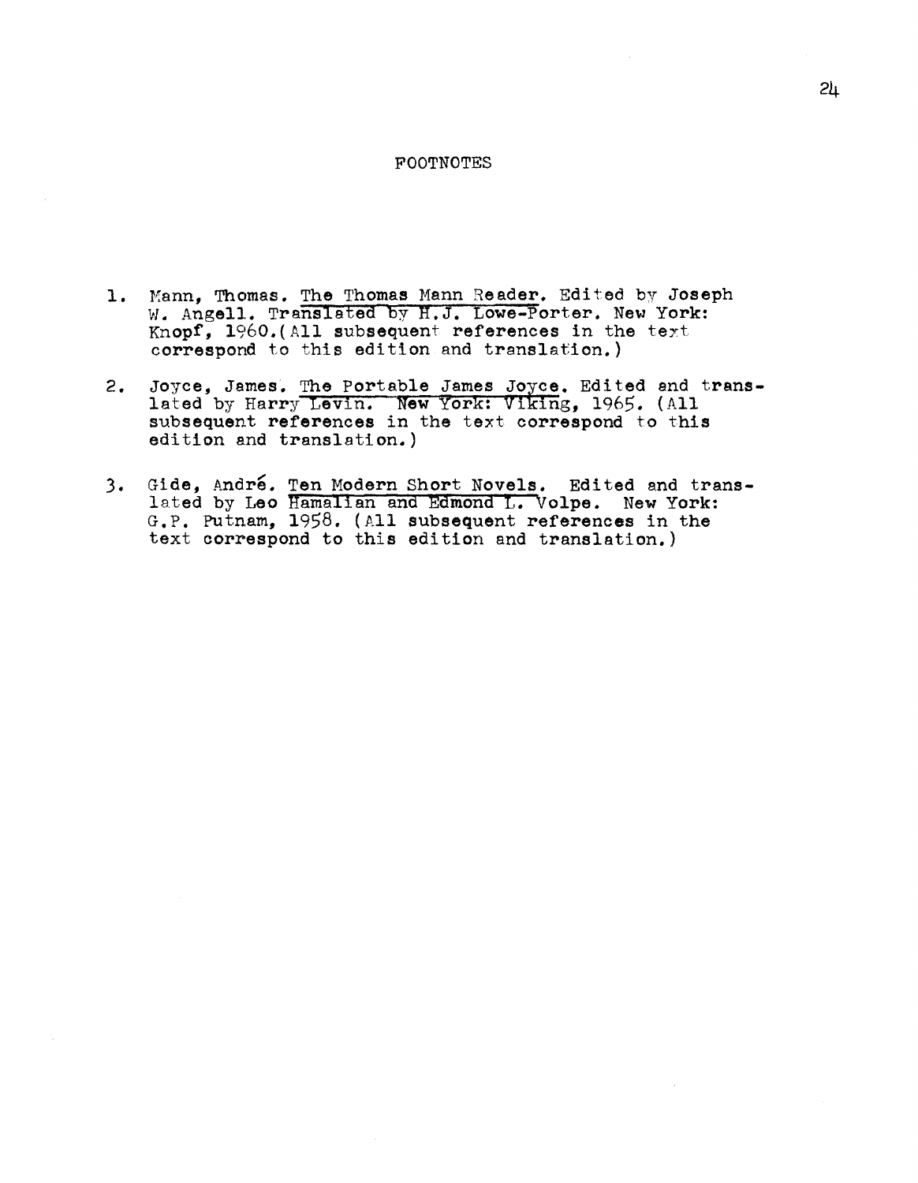# FOOTNOTES

1. Mann, Thomas. The Thomas Mann Reader. Edited by Joseph W. Angell. Translated by H.J. Lowe-Porter. New York: Knopf, 1960.(All subsequent references in the text correspond to this edition and translation.)

2. Joyce, James. The Portable James Joyce. Edited and translated by Harry Levin. New York: Viking, 1965. (All subsequent references in the text correspond to this edition and translation.)

3. Gide, André. Ten Modern Short Novels. Edited and translated by Leo Hamalian and Edmond L. Volpe. New York: G.P. Putnam, 1958. (All subsequent references in the text correspond to this edition and translation.)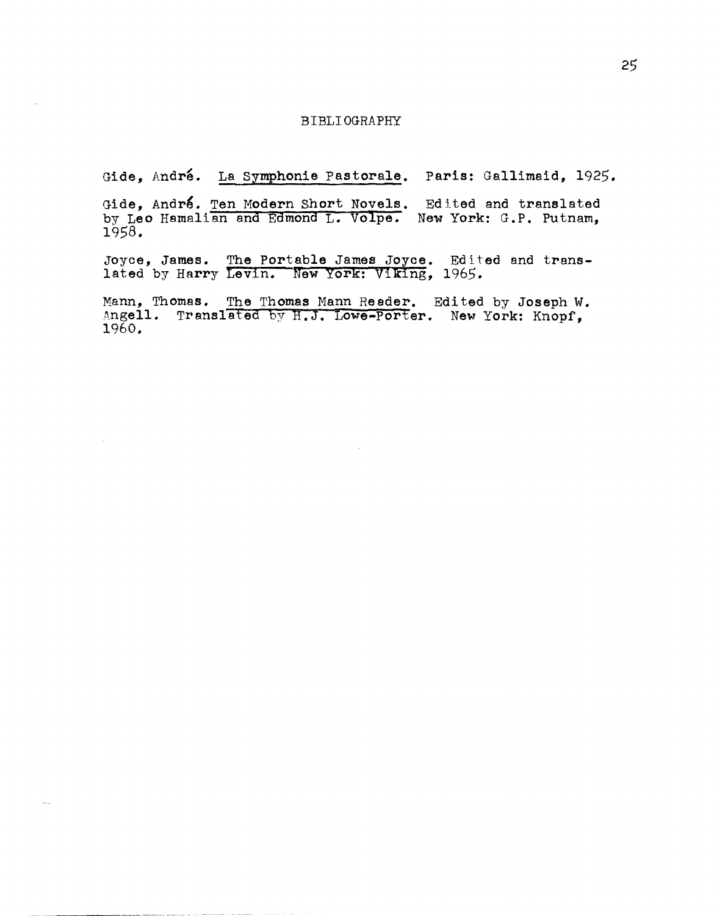# BIBLIOGRAPHY

Gide, André. La Symphonie Pastorale. Paris: Gallimaid, 1925.

Gide, André. Ten Modern Short Novels. Edited and translated by Leo Hamalian and Edmond L. Volpe. New York: G.P. Putnam, 1958.

Joyce, James. The Portable James Joyce. Edited and translated by Harry Levin. New York: Viking, 1965.

Mann, Thomas. The Thomas Mann Reader. Edited by Joseph W. Angell. Translated by H.J. Lowe-Porter. New York: Knopf, 1960.